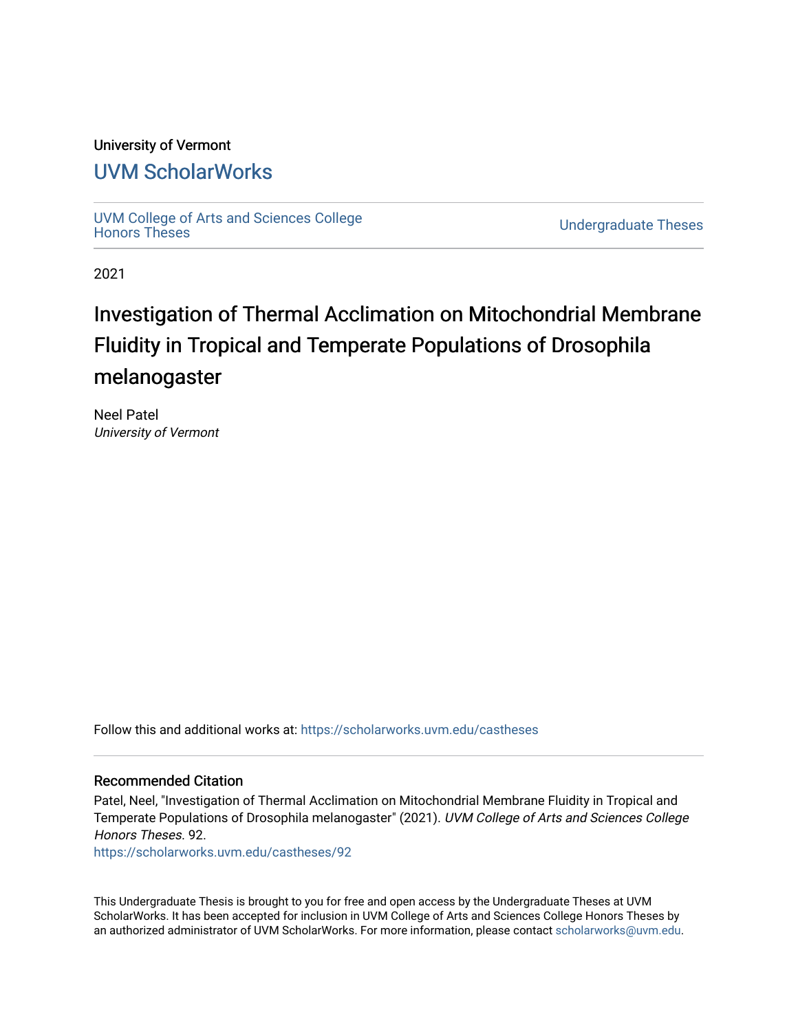University of Vermont

## UVM ScholarWorks

UVM College of Arts and Sciences College Honors Theses

Undergraduate Theses

2021

# Investigation of Thermal Acclimation on Mitochondrial Membrane Fluidity in Tropical and Temperate Populations of Drosophila melanogaster

Neel Patel
*University of Vermont*

Follow this and additional works at: https://scholarworks.uvm.edu/castheses

### Recommended Citation

Patel, Neel, "Investigation of Thermal Acclimation on Mitochondrial Membrane Fluidity in Tropical and Temperate Populations of Drosophila melanogaster" (2021). *UVM College of Arts and Sciences College Honors Theses*. 92.
https://scholarworks.uvm.edu/castheses/92

This Undergraduate Thesis is brought to you for free and open access by the Undergraduate Theses at UVM ScholarWorks. It has been accepted for inclusion in UVM College of Arts and Sciences College Honors Theses by an authorized administrator of UVM ScholarWorks. For more information, please contact scholarworks@uvm.edu.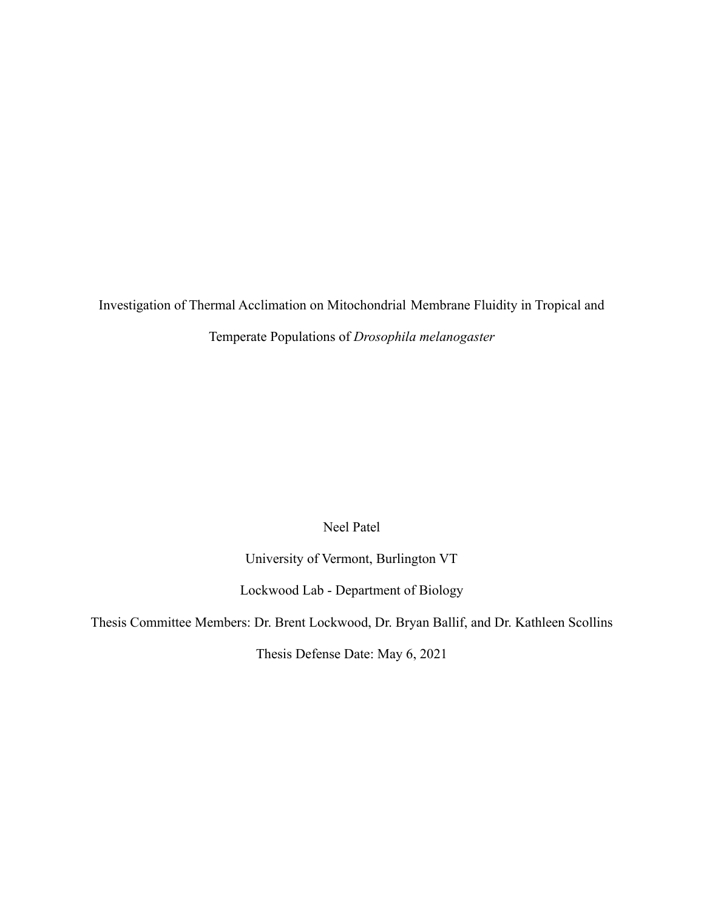# Investigation of Thermal Acclimation on Mitochondrial Membrane Fluidity in Tropical and Temperate Populations of *Drosophila melanogaster*

Neel Patel

University of Vermont, Burlington VT

Lockwood Lab - Department of Biology

Thesis Committee Members: Dr. Brent Lockwood, Dr. Bryan Ballif, and Dr. Kathleen Scollins

Thesis Defense Date: May 6, 2021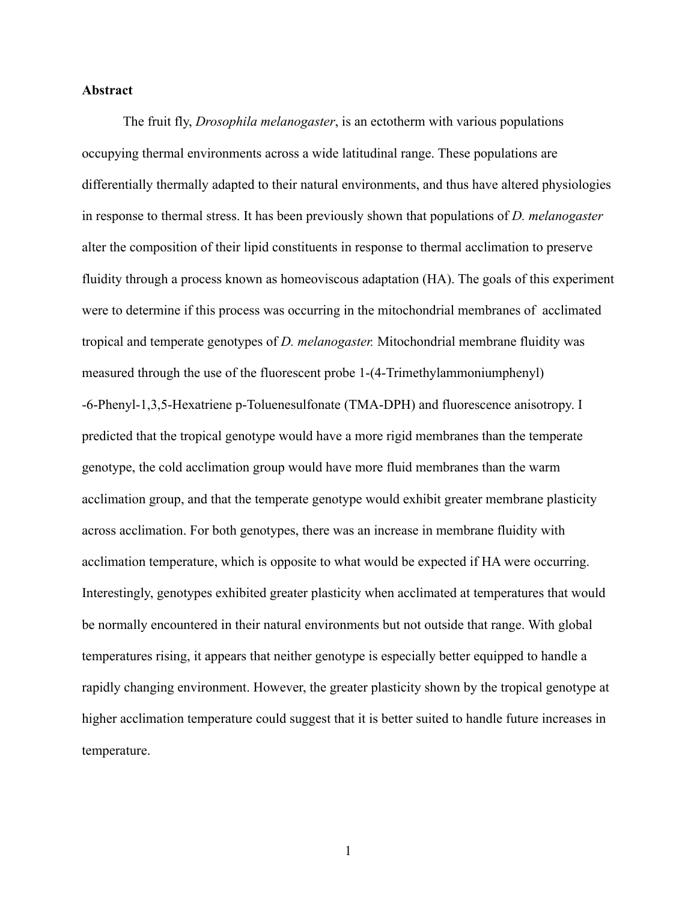**Abstract**

The fruit fly, *Drosophila melanogaster*, is an ectotherm with various populations occupying thermal environments across a wide latitudinal range. These populations are differentially thermally adapted to their natural environments, and thus have altered physiologies in response to thermal stress. It has been previously shown that populations of *D. melanogaster* alter the composition of their lipid constituents in response to thermal acclimation to preserve fluidity through a process known as homeoviscous adaptation (HA). The goals of this experiment were to determine if this process was occurring in the mitochondrial membranes of acclimated tropical and temperate genotypes of *D. melanogaster.* Mitochondrial membrane fluidity was measured through the use of the fluorescent probe 1-(4-Trimethylammoniumphenyl) -6-Phenyl-1,3,5-Hexatriene p-Toluenesulfonate (TMA-DPH) and fluorescence anisotropy. I predicted that the tropical genotype would have a more rigid membranes than the temperate genotype, the cold acclimation group would have more fluid membranes than the warm acclimation group, and that the temperate genotype would exhibit greater membrane plasticity across acclimation. For both genotypes, there was an increase in membrane fluidity with acclimation temperature, which is opposite to what would be expected if HA were occurring. Interestingly, genotypes exhibited greater plasticity when acclimated at temperatures that would be normally encountered in their natural environments but not outside that range. With global temperatures rising, it appears that neither genotype is especially better equipped to handle a rapidly changing environment. However, the greater plasticity shown by the tropical genotype at higher acclimation temperature could suggest that it is better suited to handle future increases in temperature.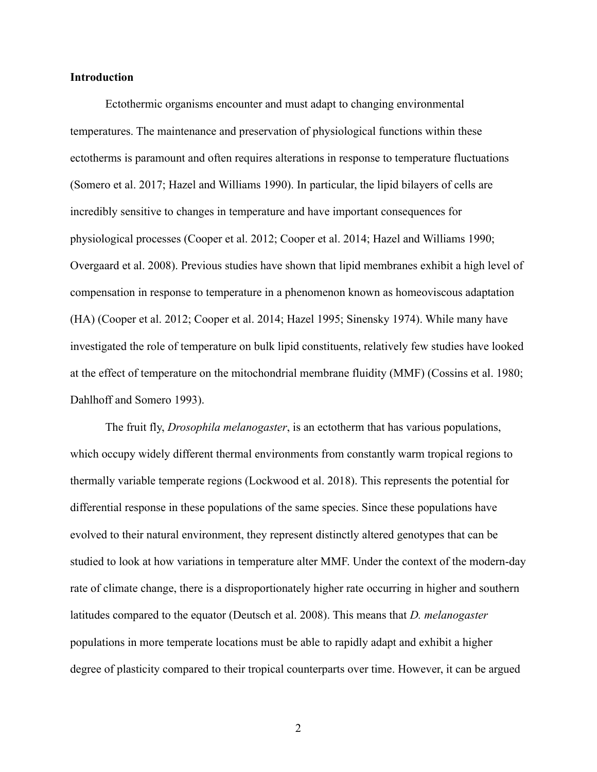**Introduction**

Ectothermic organisms encounter and must adapt to changing environmental temperatures. The maintenance and preservation of physiological functions within these ectotherms is paramount and often requires alterations in response to temperature fluctuations (Somero et al. 2017; Hazel and Williams 1990). In particular, the lipid bilayers of cells are incredibly sensitive to changes in temperature and have important consequences for physiological processes (Cooper et al. 2012; Cooper et al. 2014; Hazel and Williams 1990; Overgaard et al. 2008). Previous studies have shown that lipid membranes exhibit a high level of compensation in response to temperature in a phenomenon known as homeoviscous adaptation (HA) (Cooper et al. 2012; Cooper et al. 2014; Hazel 1995; Sinensky 1974). While many have investigated the role of temperature on bulk lipid constituents, relatively few studies have looked at the effect of temperature on the mitochondrial membrane fluidity (MMF) (Cossins et al. 1980; Dahlhoff and Somero 1993).

The fruit fly, *Drosophila melanogaster*, is an ectotherm that has various populations, which occupy widely different thermal environments from constantly warm tropical regions to thermally variable temperate regions (Lockwood et al. 2018). This represents the potential for differential response in these populations of the same species. Since these populations have evolved to their natural environment, they represent distinctly altered genotypes that can be studied to look at how variations in temperature alter MMF. Under the context of the modern-day rate of climate change, there is a disproportionately higher rate occurring in higher and southern latitudes compared to the equator (Deutsch et al. 2008). This means that *D. melanogaster* populations in more temperate locations must be able to rapidly adapt and exhibit a higher degree of plasticity compared to their tropical counterparts over time. However, it can be argued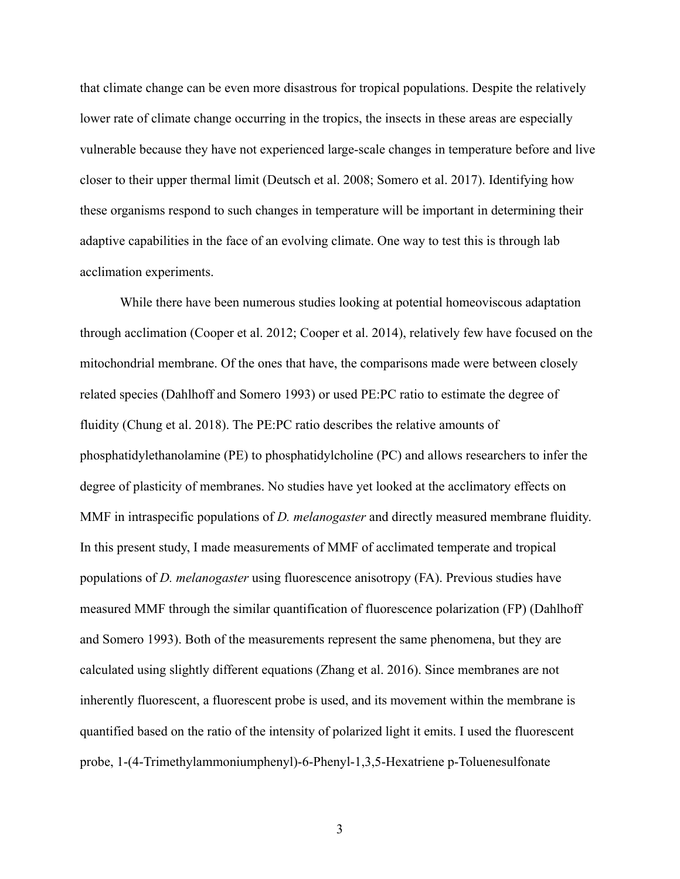that climate change can be even more disastrous for tropical populations. Despite the relatively lower rate of climate change occurring in the tropics, the insects in these areas are especially vulnerable because they have not experienced large-scale changes in temperature before and live closer to their upper thermal limit (Deutsch et al. 2008; Somero et al. 2017). Identifying how these organisms respond to such changes in temperature will be important in determining their adaptive capabilities in the face of an evolving climate. One way to test this is through lab acclimation experiments.

While there have been numerous studies looking at potential homeoviscous adaptation through acclimation (Cooper et al. 2012; Cooper et al. 2014), relatively few have focused on the mitochondrial membrane. Of the ones that have, the comparisons made were between closely related species (Dahlhoff and Somero 1993) or used PE:PC ratio to estimate the degree of fluidity (Chung et al. 2018). The PE:PC ratio describes the relative amounts of phosphatidylethanolamine (PE) to phosphatidylcholine (PC) and allows researchers to infer the degree of plasticity of membranes. No studies have yet looked at the acclimatory effects on MMF in intraspecific populations of *D. melanogaster* and directly measured membrane fluidity. In this present study, I made measurements of MMF of acclimated temperate and tropical populations of *D. melanogaster* using fluorescence anisotropy (FA). Previous studies have measured MMF through the similar quantification of fluorescence polarization (FP) (Dahlhoff and Somero 1993). Both of the measurements represent the same phenomena, but they are calculated using slightly different equations (Zhang et al. 2016). Since membranes are not inherently fluorescent, a fluorescent probe is used, and its movement within the membrane is quantified based on the ratio of the intensity of polarized light it emits. I used the fluorescent probe, 1-(4-Trimethylammoniumphenyl)-6-Phenyl-1,3,5-Hexatriene p-Toluenesulfonate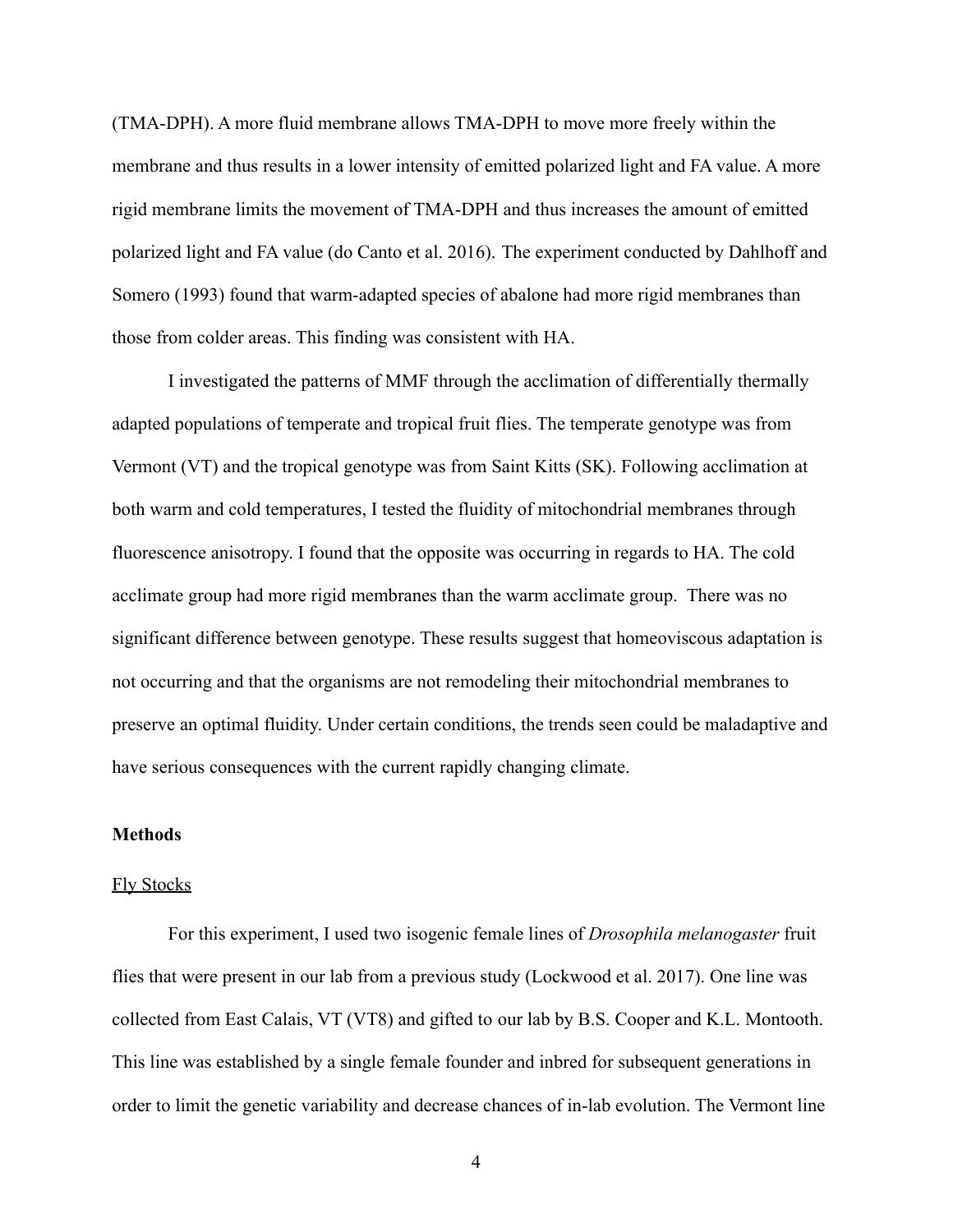(TMA-DPH). A more fluid membrane allows TMA-DPH to move more freely within the membrane and thus results in a lower intensity of emitted polarized light and FA value. A more rigid membrane limits the movement of TMA-DPH and thus increases the amount of emitted polarized light and FA value (do Canto et al. 2016). The experiment conducted by Dahlhoff and Somero (1993) found that warm-adapted species of abalone had more rigid membranes than those from colder areas. This finding was consistent with HA.

I investigated the patterns of MMF through the acclimation of differentially thermally adapted populations of temperate and tropical fruit flies. The temperate genotype was from Vermont (VT) and the tropical genotype was from Saint Kitts (SK). Following acclimation at both warm and cold temperatures, I tested the fluidity of mitochondrial membranes through fluorescence anisotropy. I found that the opposite was occurring in regards to HA. The cold acclimate group had more rigid membranes than the warm acclimate group. There was no significant difference between genotype. These results suggest that homeoviscous adaptation is not occurring and that the organisms are not remodeling their mitochondrial membranes to preserve an optimal fluidity. Under certain conditions, the trends seen could be maladaptive and have serious consequences with the current rapidly changing climate.

**Methods**

Fly Stocks

For this experiment, I used two isogenic female lines of *Drosophila melanogaster* fruit flies that were present in our lab from a previous study (Lockwood et al. 2017). One line was collected from East Calais, VT (VT8) and gifted to our lab by B.S. Cooper and K.L. Montooth. This line was established by a single female founder and inbred for subsequent generations in order to limit the genetic variability and decrease chances of in-lab evolution. The Vermont line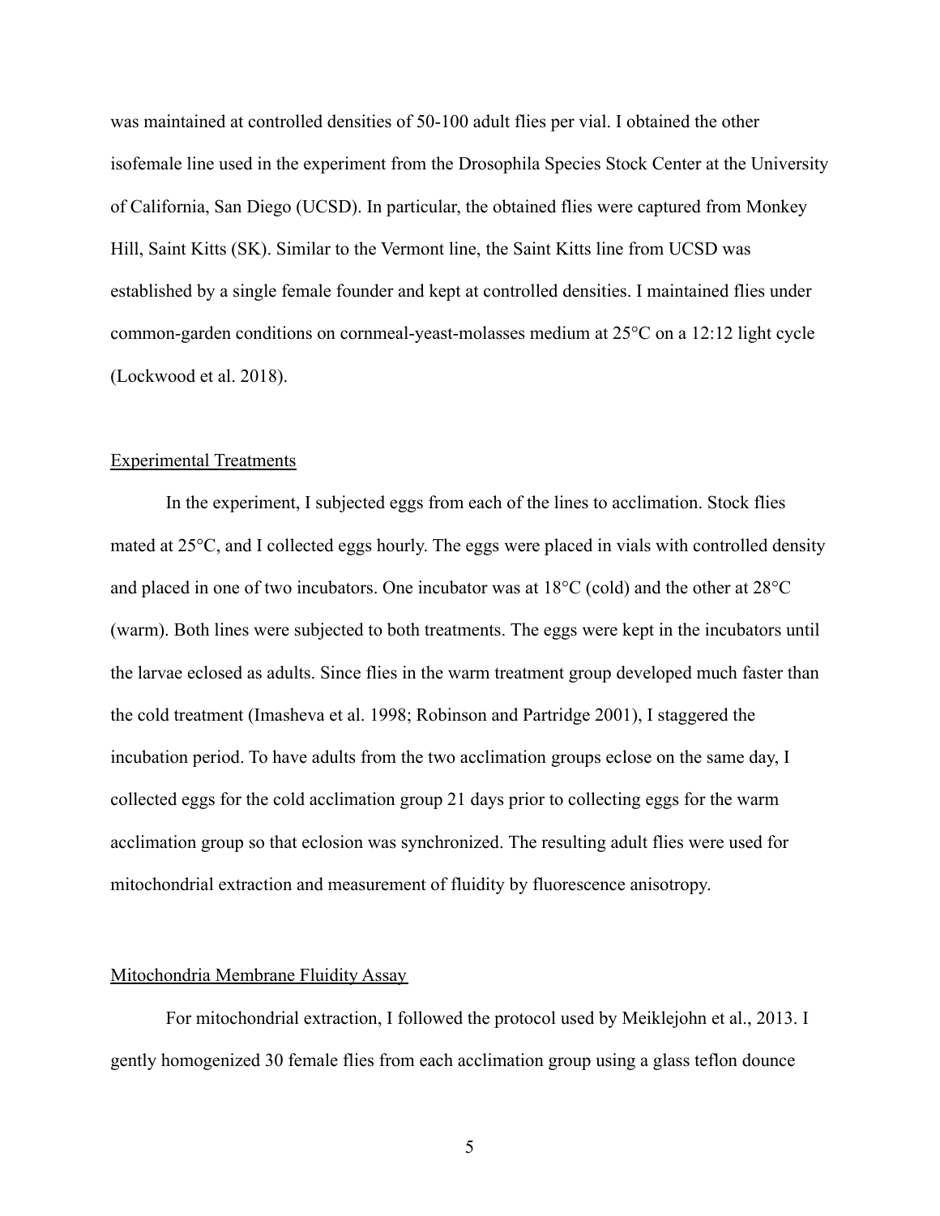was maintained at controlled densities of 50-100 adult flies per vial. I obtained the other isofemale line used in the experiment from the Drosophila Species Stock Center at the University of California, San Diego (UCSD). In particular, the obtained flies were captured from Monkey Hill, Saint Kitts (SK). Similar to the Vermont line, the Saint Kitts line from UCSD was established by a single female founder and kept at controlled densities. I maintained flies under common-garden conditions on cornmeal-yeast-molasses medium at 25°C on a 12:12 light cycle (Lockwood et al. 2018).

## Experimental Treatments

In the experiment, I subjected eggs from each of the lines to acclimation. Stock flies mated at 25°C, and I collected eggs hourly. The eggs were placed in vials with controlled density and placed in one of two incubators. One incubator was at 18°C (cold) and the other at 28°C (warm). Both lines were subjected to both treatments. The eggs were kept in the incubators until the larvae eclosed as adults. Since flies in the warm treatment group developed much faster than the cold treatment (Imasheva et al. 1998; Robinson and Partridge 2001), I staggered the incubation period. To have adults from the two acclimation groups eclose on the same day, I collected eggs for the cold acclimation group 21 days prior to collecting eggs for the warm acclimation group so that eclosion was synchronized. The resulting adult flies were used for mitochondrial extraction and measurement of fluidity by fluorescence anisotropy.

## Mitochondria Membrane Fluidity Assay

For mitochondrial extraction, I followed the protocol used by Meiklejohn et al., 2013. I gently homogenized 30 female flies from each acclimation group using a glass teflon dounce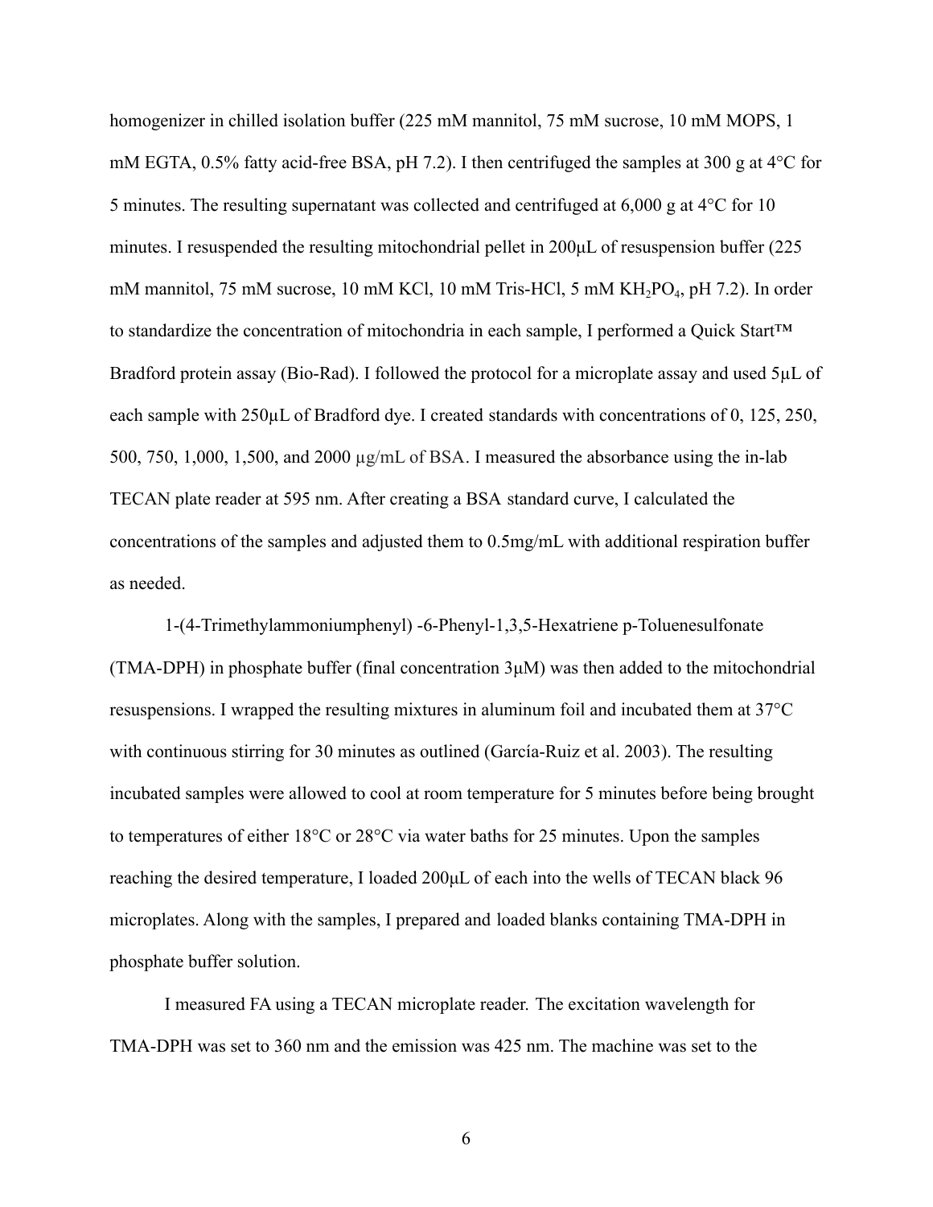homogenizer in chilled isolation buffer (225 mM mannitol, 75 mM sucrose, 10 mM MOPS, 1 mM EGTA, 0.5% fatty acid-free BSA, pH 7.2). I then centrifuged the samples at 300 g at 4°C for 5 minutes. The resulting supernatant was collected and centrifuged at 6,000 g at 4°C for 10 minutes. I resuspended the resulting mitochondrial pellet in 200μL of resuspension buffer (225 mM mannitol, 75 mM sucrose, 10 mM KCl, 10 mM Tris-HCl, 5 mM $KH_2PO_4$, pH 7.2). In order to standardize the concentration of mitochondria in each sample, I performed a Quick Start™ Bradford protein assay (Bio-Rad). I followed the protocol for a microplate assay and used 5μL of each sample with 250μL of Bradford dye. I created standards with concentrations of 0, 125, 250, 500, 750, 1,000, 1,500, and 2000 μg/mL of BSA. I measured the absorbance using the in-lab TECAN plate reader at 595 nm. After creating a BSA standard curve, I calculated the concentrations of the samples and adjusted them to 0.5mg/mL with additional respiration buffer as needed.

1-(4-Trimethylammoniumphenyl) -6-Phenyl-1,3,5-Hexatriene p-Toluenesulfonate (TMA-DPH) in phosphate buffer (final concentration 3μM) was then added to the mitochondrial resuspensions. I wrapped the resulting mixtures in aluminum foil and incubated them at 37°C with continuous stirring for 30 minutes as outlined (García-Ruiz et al. 2003). The resulting incubated samples were allowed to cool at room temperature for 5 minutes before being brought to temperatures of either 18°C or 28°C via water baths for 25 minutes. Upon the samples reaching the desired temperature, I loaded 200μL of each into the wells of TECAN black 96 microplates. Along with the samples, I prepared and loaded blanks containing TMA-DPH in phosphate buffer solution.

I measured FA using a TECAN microplate reader. The excitation wavelength for TMA-DPH was set to 360 nm and the emission was 425 nm. The machine was set to the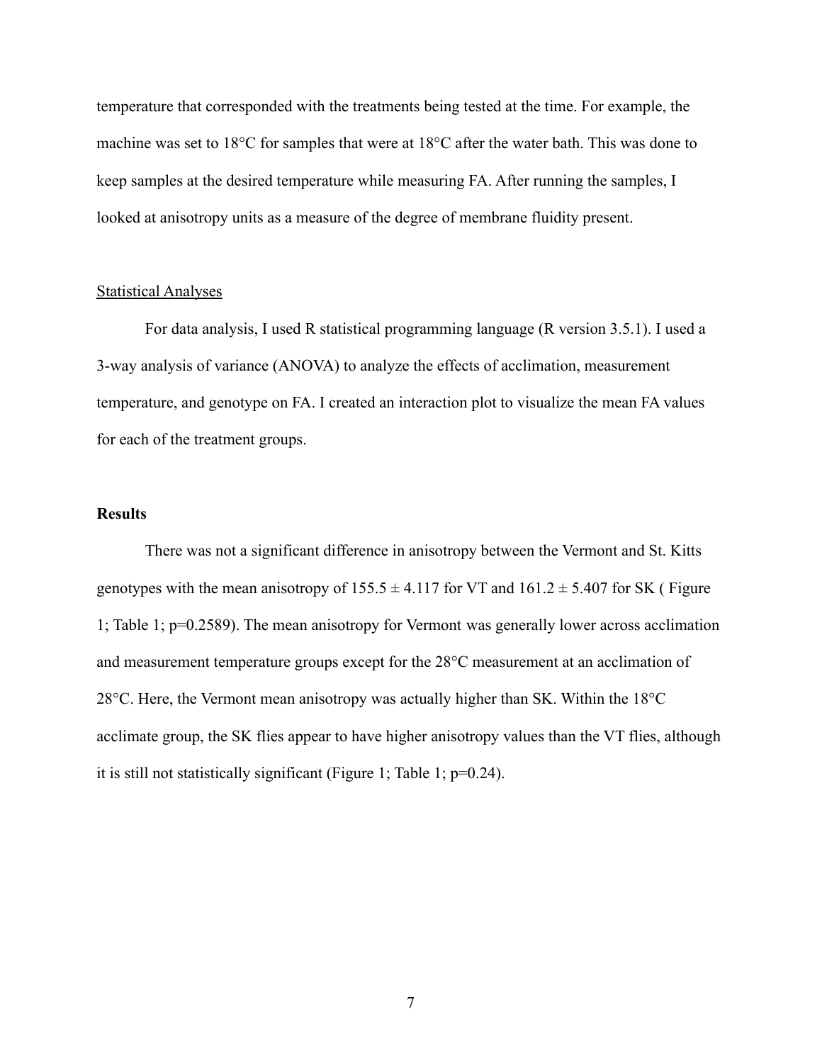temperature that corresponded with the treatments being tested at the time. For example, the machine was set to 18°C for samples that were at 18°C after the water bath. This was done to keep samples at the desired temperature while measuring FA. After running the samples, I looked at anisotropy units as a measure of the degree of membrane fluidity present.

Statistical Analyses

For data analysis, I used R statistical programming language (R version 3.5.1). I used a 3-way analysis of variance (ANOVA) to analyze the effects of acclimation, measurement temperature, and genotype on FA. I created an interaction plot to visualize the mean FA values for each of the treatment groups.

## Results

There was not a significant difference in anisotropy between the Vermont and St. Kitts genotypes with the mean anisotropy of $155.5 \pm 4.117$ for VT and $161.2 \pm 5.407$ for SK ( Figure 1; Table 1; $p=0.2589$). The mean anisotropy for Vermont was generally lower across acclimation and measurement temperature groups except for the 28°C measurement at an acclimation of 28°C. Here, the Vermont mean anisotropy was actually higher than SK. Within the 18°C acclimate group, the SK flies appear to have higher anisotropy values than the VT flies, although it is still not statistically significant (Figure 1; Table 1; $p=0.24$).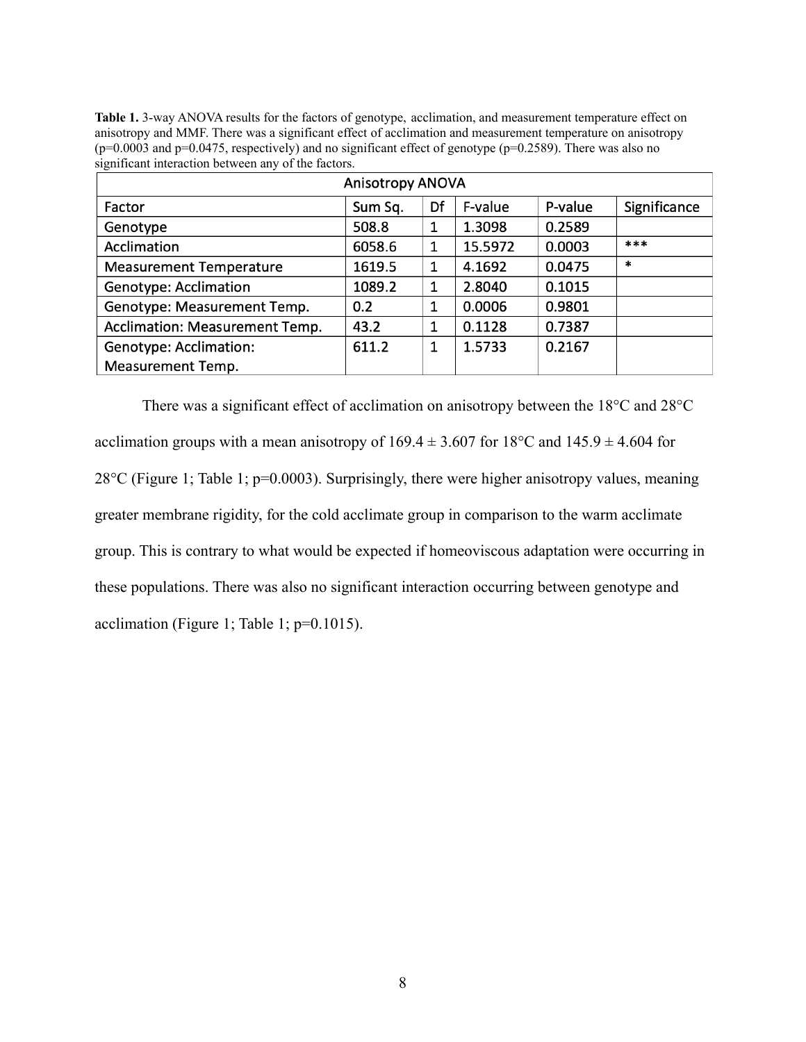**Table 1.** 3-way ANOVA results for the factors of genotype, acclimation, and measurement temperature effect on anisotropy and MMF. There was a significant effect of acclimation and measurement temperature on anisotropy ($p=0.0003$ and $p=0.0475$, respectively) and no significant effect of genotype ($p=0.2589$). There was also no significant interaction between any of the factors.

| Anisotropy ANOVA | | | | | |
|---|---|---|---|---|---|
| Factor | Sum Sq. | Df | F-value | P-value | Significance |
| Genotype | 508.8 | 1 | 1.3098 | 0.2589 | |
| Acclimation | 6058.6 | 1 | 15.5972 | 0.0003 | *** |
| Measurement Temperature | 1619.5 | 1 | 4.1692 | 0.0475 | * |
| Genotype: Acclimation | 1089.2 | 1 | 2.8040 | 0.1015 | |
| Genotype: Measurement Temp. | 0.2 | 1 | 0.0006 | 0.9801 | |
| Acclimation: Measurement Temp. | 43.2 | 1 | 0.1128 | 0.7387 | |
| Genotype: Acclimation: Measurement Temp. | 611.2 | 1 | 1.5733 | 0.2167 | |

There was a significant effect of acclimation on anisotropy between the 18°C and 28°C acclimation groups with a mean anisotropy of $169.4 \pm 3.607$ for 18°C and $145.9 \pm 4.604$ for 28°C (Figure 1; Table 1; $p=0.0003$). Surprisingly, there were higher anisotropy values, meaning greater membrane rigidity, for the cold acclimate group in comparison to the warm acclimate group. This is contrary to what would be expected if homeoviscous adaptation were occurring in these populations. There was also no significant interaction occurring between genotype and acclimation (Figure 1; Table 1; $p=0.1015$).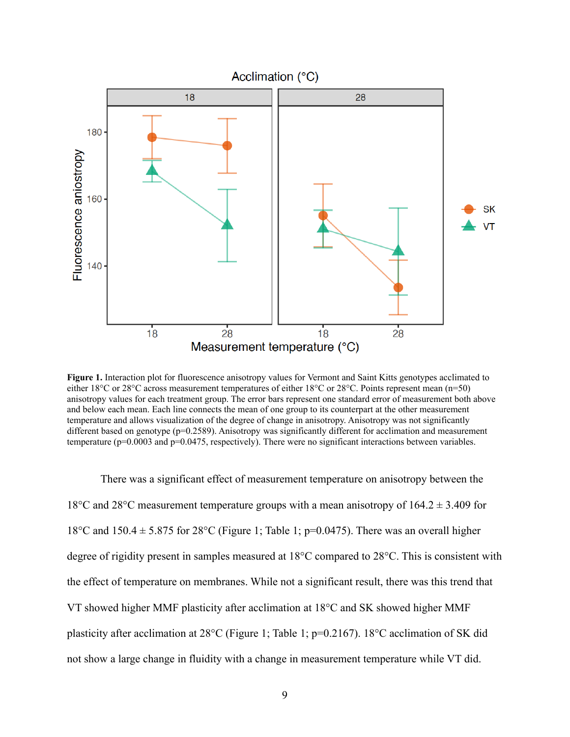**Figure 1.** Interaction plot for fluorescence anisotropy values for Vermont and Saint Kitts genotypes acclimated to either 18°C or 28°C across measurement temperatures of either 18°C or 28°C. Points represent mean (n=50) anisotropy values for each treatment group. The error bars represent one standard error of measurement both above and below each mean. Each line connects the mean of one group to its counterpart at the other measurement temperature and allows visualization of the degree of change in anisotropy. Anisotropy was not significantly different based on genotype (p=0.2589). Anisotropy was significantly different for acclimation and measurement temperature (p=0.0003 and p=0.0475, respectively). There were no significant interactions between variables.

There was a significant effect of measurement temperature on anisotropy between the 18°C and 28°C measurement temperature groups with a mean anisotropy of 164.2 ± 3.409 for 18°C and 150.4 ± 5.875 for 28°C (Figure 1; Table 1; p=0.0475). There was an overall higher degree of rigidity present in samples measured at 18°C compared to 28°C. This is consistent with the effect of temperature on membranes. While not a significant result, there was this trend that VT showed higher MMF plasticity after acclimation at 18°C and SK showed higher MMF plasticity after acclimation at 28°C (Figure 1; Table 1; p=0.2167). 18°C acclimation of SK did not show a large change in fluidity with a change in measurement temperature while VT did.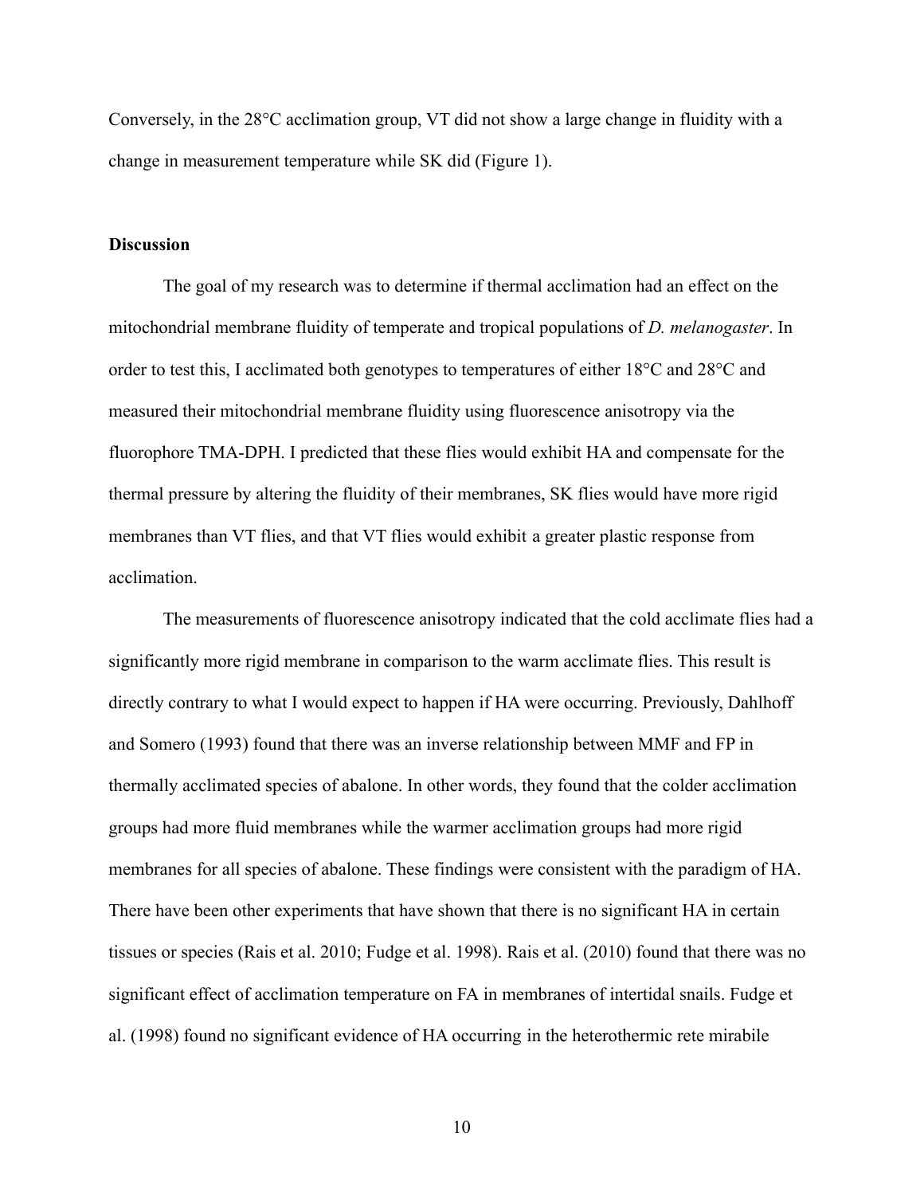Conversely, in the 28°C acclimation group, VT did not show a large change in fluidity with a change in measurement temperature while SK did (Figure 1).

## Discussion

The goal of my research was to determine if thermal acclimation had an effect on the mitochondrial membrane fluidity of temperate and tropical populations of *D. melanogaster*. In order to test this, I acclimated both genotypes to temperatures of either 18°C and 28°C and measured their mitochondrial membrane fluidity using fluorescence anisotropy via the fluorophore TMA-DPH. I predicted that these flies would exhibit HA and compensate for the thermal pressure by altering the fluidity of their membranes, SK flies would have more rigid membranes than VT flies, and that VT flies would exhibit a greater plastic response from acclimation.

The measurements of fluorescence anisotropy indicated that the cold acclimate flies had a significantly more rigid membrane in comparison to the warm acclimate flies. This result is directly contrary to what I would expect to happen if HA were occurring. Previously, Dahlhoff and Somero (1993) found that there was an inverse relationship between MMF and FP in thermally acclimated species of abalone. In other words, they found that the colder acclimation groups had more fluid membranes while the warmer acclimation groups had more rigid membranes for all species of abalone. These findings were consistent with the paradigm of HA. There have been other experiments that have shown that there is no significant HA in certain tissues or species (Rais et al. 2010; Fudge et al. 1998). Rais et al. (2010) found that there was no significant effect of acclimation temperature on FA in membranes of intertidal snails. Fudge et al. (1998) found no significant evidence of HA occurring in the heterothermic rete mirabile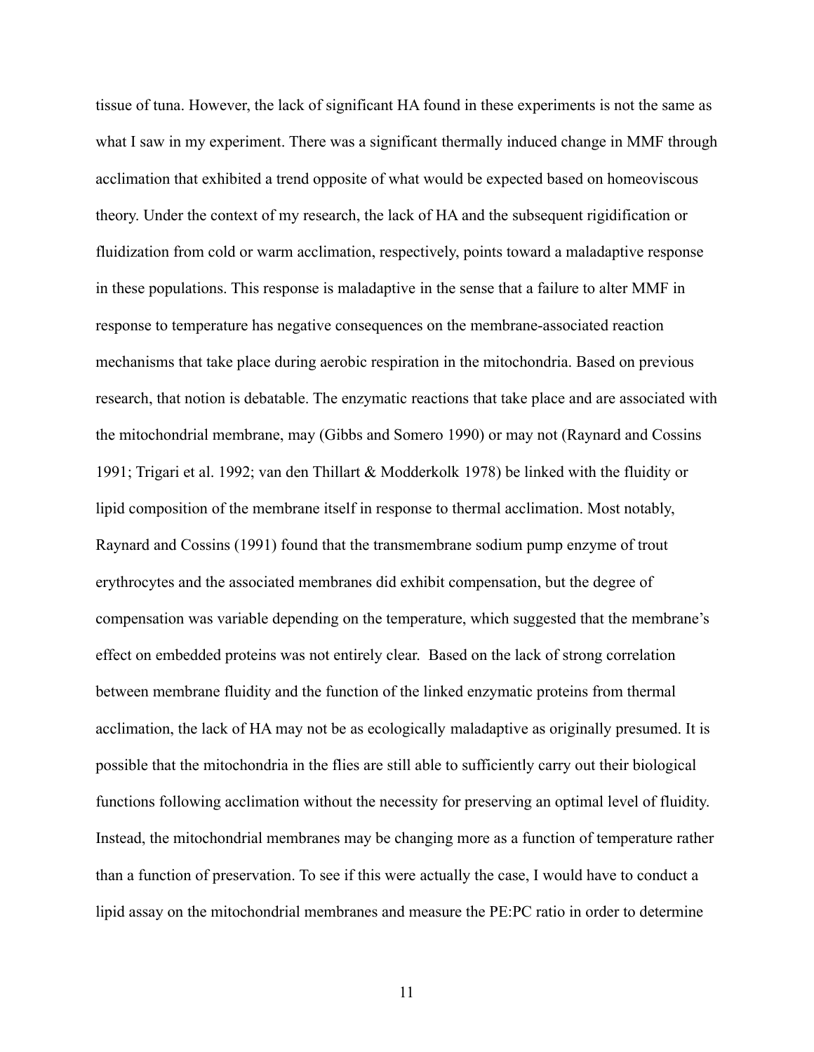tissue of tuna. However, the lack of significant HA found in these experiments is not the same as what I saw in my experiment. There was a significant thermally induced change in MMF through acclimation that exhibited a trend opposite of what would be expected based on homeoviscous theory. Under the context of my research, the lack of HA and the subsequent rigidification or fluidization from cold or warm acclimation, respectively, points toward a maladaptive response in these populations. This response is maladaptive in the sense that a failure to alter MMF in response to temperature has negative consequences on the membrane-associated reaction mechanisms that take place during aerobic respiration in the mitochondria. Based on previous research, that notion is debatable. The enzymatic reactions that take place and are associated with the mitochondrial membrane, may (Gibbs and Somero 1990) or may not (Raynard and Cossins 1991; Trigari et al. 1992; van den Thillart & Modderkolk 1978) be linked with the fluidity or lipid composition of the membrane itself in response to thermal acclimation. Most notably, Raynard and Cossins (1991) found that the transmembrane sodium pump enzyme of trout erythrocytes and the associated membranes did exhibit compensation, but the degree of compensation was variable depending on the temperature, which suggested that the membrane's effect on embedded proteins was not entirely clear. Based on the lack of strong correlation between membrane fluidity and the function of the linked enzymatic proteins from thermal acclimation, the lack of HA may not be as ecologically maladaptive as originally presumed. It is possible that the mitochondria in the flies are still able to sufficiently carry out their biological functions following acclimation without the necessity for preserving an optimal level of fluidity. Instead, the mitochondrial membranes may be changing more as a function of temperature rather than a function of preservation. To see if this were actually the case, I would have to conduct a lipid assay on the mitochondrial membranes and measure the PE:PC ratio in order to determine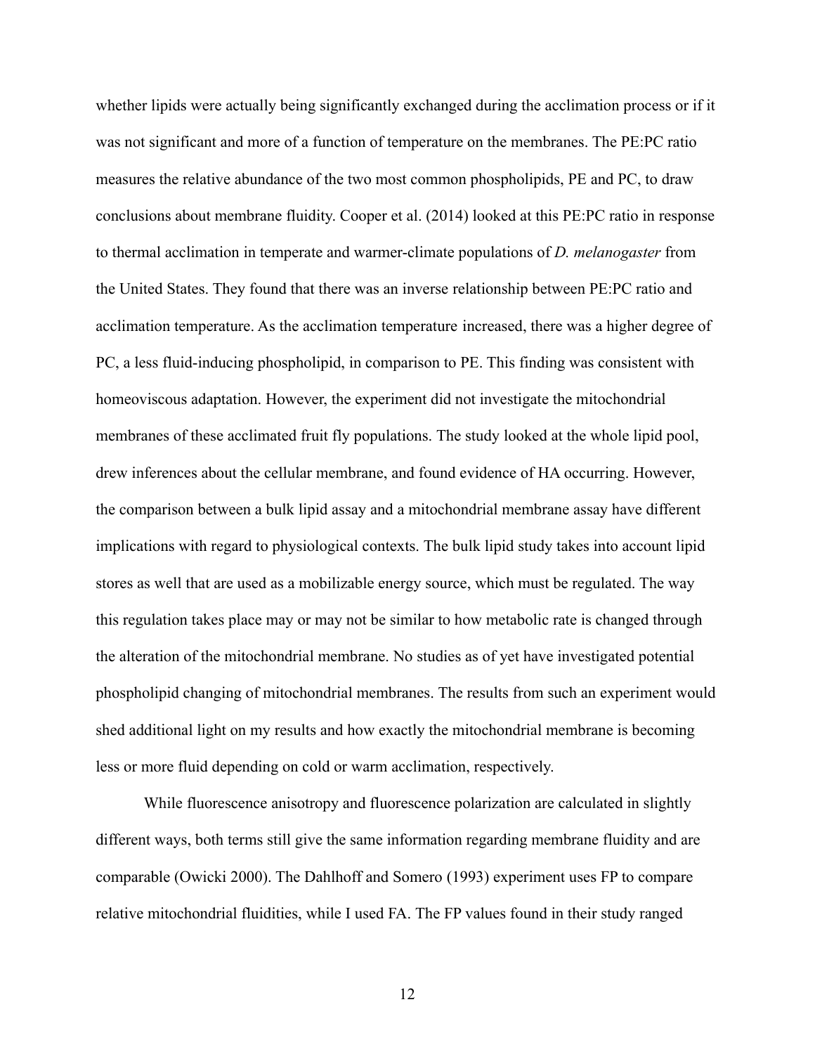whether lipids were actually being significantly exchanged during the acclimation process or if it was not significant and more of a function of temperature on the membranes. The PE:PC ratio measures the relative abundance of the two most common phospholipids, PE and PC, to draw conclusions about membrane fluidity. Cooper et al. (2014) looked at this PE:PC ratio in response to thermal acclimation in temperate and warmer-climate populations of *D. melanogaster* from the United States. They found that there was an inverse relationship between PE:PC ratio and acclimation temperature. As the acclimation temperature increased, there was a higher degree of PC, a less fluid-inducing phospholipid, in comparison to PE. This finding was consistent with homeoviscous adaptation. However, the experiment did not investigate the mitochondrial membranes of these acclimated fruit fly populations. The study looked at the whole lipid pool, drew inferences about the cellular membrane, and found evidence of HA occurring. However, the comparison between a bulk lipid assay and a mitochondrial membrane assay have different implications with regard to physiological contexts. The bulk lipid study takes into account lipid stores as well that are used as a mobilizable energy source, which must be regulated. The way this regulation takes place may or may not be similar to how metabolic rate is changed through the alteration of the mitochondrial membrane. No studies as of yet have investigated potential phospholipid changing of mitochondrial membranes. The results from such an experiment would shed additional light on my results and how exactly the mitochondrial membrane is becoming less or more fluid depending on cold or warm acclimation, respectively.

While fluorescence anisotropy and fluorescence polarization are calculated in slightly different ways, both terms still give the same information regarding membrane fluidity and are comparable (Owicki 2000). The Dahlhoff and Somero (1993) experiment uses FP to compare relative mitochondrial fluidities, while I used FA. The FP values found in their study ranged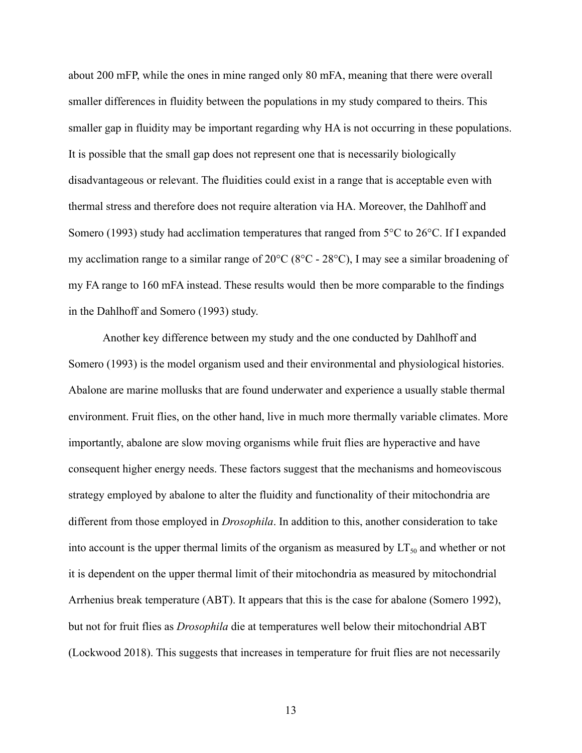about 200 mFP, while the ones in mine ranged only 80 mFA, meaning that there were overall smaller differences in fluidity between the populations in my study compared to theirs. This smaller gap in fluidity may be important regarding why HA is not occurring in these populations. It is possible that the small gap does not represent one that is necessarily biologically disadvantageous or relevant. The fluidities could exist in a range that is acceptable even with thermal stress and therefore does not require alteration via HA. Moreover, the Dahlhoff and Somero (1993) study had acclimation temperatures that ranged from 5°C to 26°C. If I expanded my acclimation range to a similar range of 20°C (8°C - 28°C), I may see a similar broadening of my FA range to 160 mFA instead. These results would then be more comparable to the findings in the Dahlhoff and Somero (1993) study.

Another key difference between my study and the one conducted by Dahlhoff and Somero (1993) is the model organism used and their environmental and physiological histories. Abalone are marine mollusks that are found underwater and experience a usually stable thermal environment. Fruit flies, on the other hand, live in much more thermally variable climates. More importantly, abalone are slow moving organisms while fruit flies are hyperactive and have consequent higher energy needs. These factors suggest that the mechanisms and homeoviscous strategy employed by abalone to alter the fluidity and functionality of their mitochondria are different from those employed in *Drosophila*. In addition to this, another consideration to take into account is the upper thermal limits of the organism as measured by $LT_{50}$ and whether or not it is dependent on the upper thermal limit of their mitochondria as measured by mitochondrial Arrhenius break temperature (ABT). It appears that this is the case for abalone (Somero 1992), but not for fruit flies as *Drosophila* die at temperatures well below their mitochondrial ABT (Lockwood 2018). This suggests that increases in temperature for fruit flies are not necessarily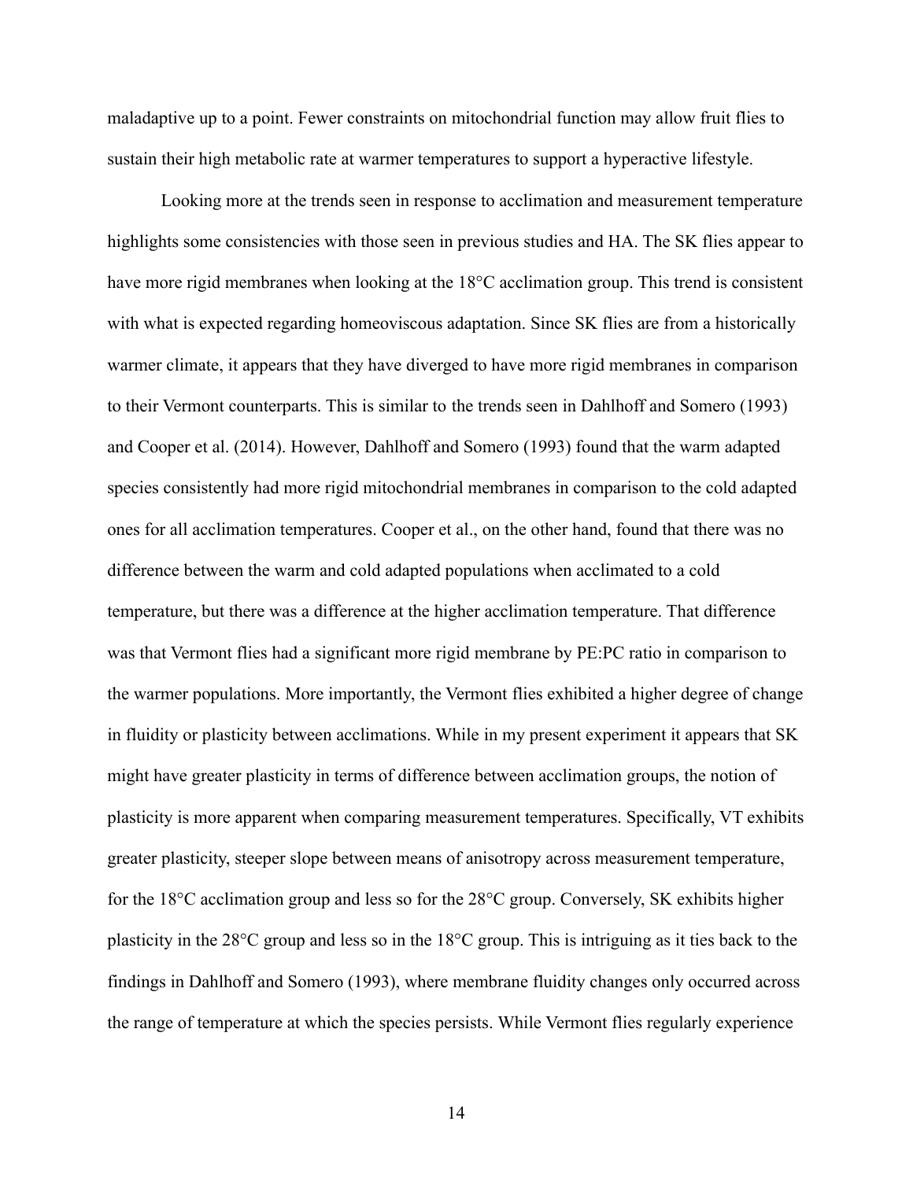maladaptive up to a point. Fewer constraints on mitochondrial function may allow fruit flies to sustain their high metabolic rate at warmer temperatures to support a hyperactive lifestyle.

Looking more at the trends seen in response to acclimation and measurement temperature highlights some consistencies with those seen in previous studies and HA. The SK flies appear to have more rigid membranes when looking at the 18°C acclimation group. This trend is consistent with what is expected regarding homeoviscous adaptation. Since SK flies are from a historically warmer climate, it appears that they have diverged to have more rigid membranes in comparison to their Vermont counterparts. This is similar to the trends seen in Dahlhoff and Somero (1993) and Cooper et al. (2014). However, Dahlhoff and Somero (1993) found that the warm adapted species consistently had more rigid mitochondrial membranes in comparison to the cold adapted ones for all acclimation temperatures. Cooper et al., on the other hand, found that there was no difference between the warm and cold adapted populations when acclimated to a cold temperature, but there was a difference at the higher acclimation temperature. That difference was that Vermont flies had a significant more rigid membrane by PE:PC ratio in comparison to the warmer populations. More importantly, the Vermont flies exhibited a higher degree of change in fluidity or plasticity between acclimations. While in my present experiment it appears that SK might have greater plasticity in terms of difference between acclimation groups, the notion of plasticity is more apparent when comparing measurement temperatures. Specifically, VT exhibits greater plasticity, steeper slope between means of anisotropy across measurement temperature, for the 18°C acclimation group and less so for the 28°C group. Conversely, SK exhibits higher plasticity in the 28°C group and less so in the 18°C group. This is intriguing as it ties back to the findings in Dahlhoff and Somero (1993), where membrane fluidity changes only occurred across the range of temperature at which the species persists. While Vermont flies regularly experience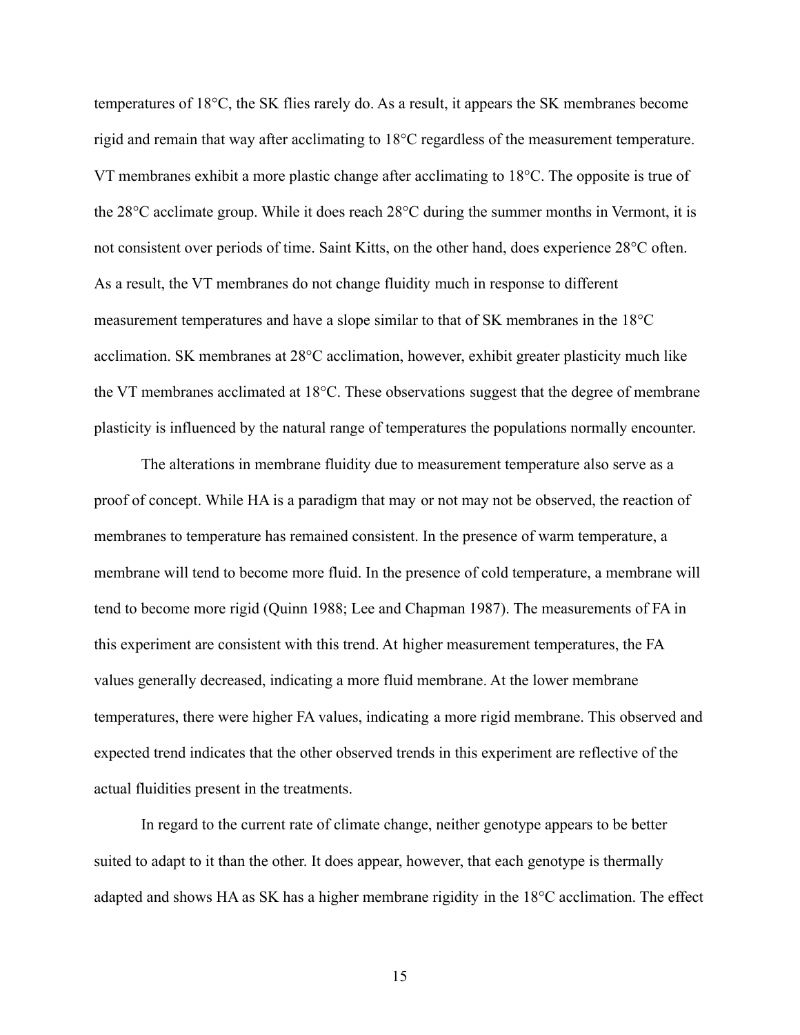temperatures of 18°C, the SK flies rarely do. As a result, it appears the SK membranes become rigid and remain that way after acclimating to 18°C regardless of the measurement temperature. VT membranes exhibit a more plastic change after acclimating to 18°C. The opposite is true of the 28°C acclimate group. While it does reach 28°C during the summer months in Vermont, it is not consistent over periods of time. Saint Kitts, on the other hand, does experience 28°C often. As a result, the VT membranes do not change fluidity much in response to different measurement temperatures and have a slope similar to that of SK membranes in the 18°C acclimation. SK membranes at 28°C acclimation, however, exhibit greater plasticity much like the VT membranes acclimated at 18°C. These observations suggest that the degree of membrane plasticity is influenced by the natural range of temperatures the populations normally encounter.

The alterations in membrane fluidity due to measurement temperature also serve as a proof of concept. While HA is a paradigm that may or not may not be observed, the reaction of membranes to temperature has remained consistent. In the presence of warm temperature, a membrane will tend to become more fluid. In the presence of cold temperature, a membrane will tend to become more rigid (Quinn 1988; Lee and Chapman 1987). The measurements of FA in this experiment are consistent with this trend. At higher measurement temperatures, the FA values generally decreased, indicating a more fluid membrane. At the lower membrane temperatures, there were higher FA values, indicating a more rigid membrane. This observed and expected trend indicates that the other observed trends in this experiment are reflective of the actual fluidities present in the treatments.

In regard to the current rate of climate change, neither genotype appears to be better suited to adapt to it than the other. It does appear, however, that each genotype is thermally adapted and shows HA as SK has a higher membrane rigidity in the 18°C acclimation. The effect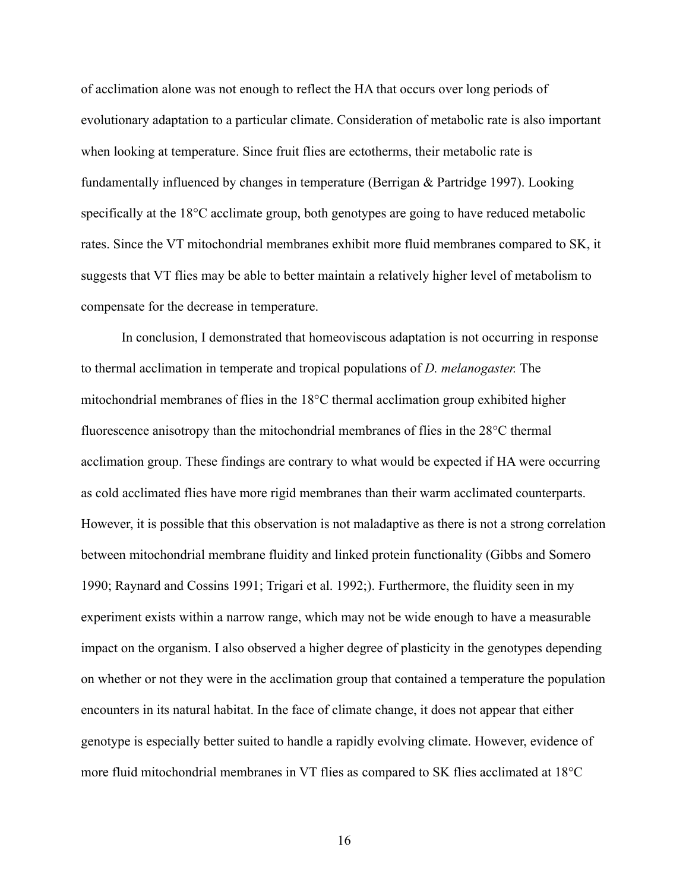of acclimation alone was not enough to reflect the HA that occurs over long periods of evolutionary adaptation to a particular climate. Consideration of metabolic rate is also important when looking at temperature. Since fruit flies are ectotherms, their metabolic rate is fundamentally influenced by changes in temperature (Berrigan & Partridge 1997). Looking specifically at the 18°C acclimate group, both genotypes are going to have reduced metabolic rates. Since the VT mitochondrial membranes exhibit more fluid membranes compared to SK, it suggests that VT flies may be able to better maintain a relatively higher level of metabolism to compensate for the decrease in temperature.

In conclusion, I demonstrated that homeoviscous adaptation is not occurring in response to thermal acclimation in temperate and tropical populations of *D. melanogaster.* The mitochondrial membranes of flies in the 18°C thermal acclimation group exhibited higher fluorescence anisotropy than the mitochondrial membranes of flies in the 28°C thermal acclimation group. These findings are contrary to what would be expected if HA were occurring as cold acclimated flies have more rigid membranes than their warm acclimated counterparts. However, it is possible that this observation is not maladaptive as there is not a strong correlation between mitochondrial membrane fluidity and linked protein functionality (Gibbs and Somero 1990; Raynard and Cossins 1991; Trigari et al. 1992;). Furthermore, the fluidity seen in my experiment exists within a narrow range, which may not be wide enough to have a measurable impact on the organism. I also observed a higher degree of plasticity in the genotypes depending on whether or not they were in the acclimation group that contained a temperature the population encounters in its natural habitat. In the face of climate change, it does not appear that either genotype is especially better suited to handle a rapidly evolving climate. However, evidence of more fluid mitochondrial membranes in VT flies as compared to SK flies acclimated at 18°C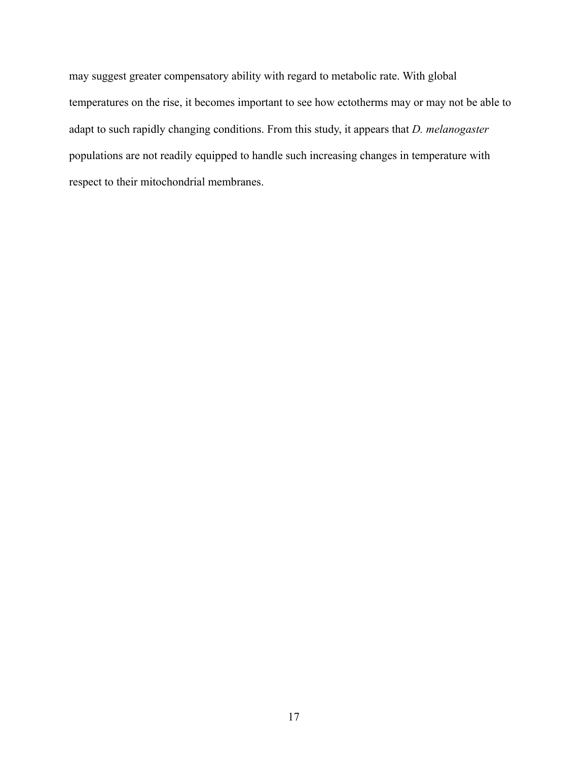may suggest greater compensatory ability with regard to metabolic rate. With global temperatures on the rise, it becomes important to see how ectotherms may or may not be able to adapt to such rapidly changing conditions. From this study, it appears that *D. melanogaster* populations are not readily equipped to handle such increasing changes in temperature with respect to their mitochondrial membranes.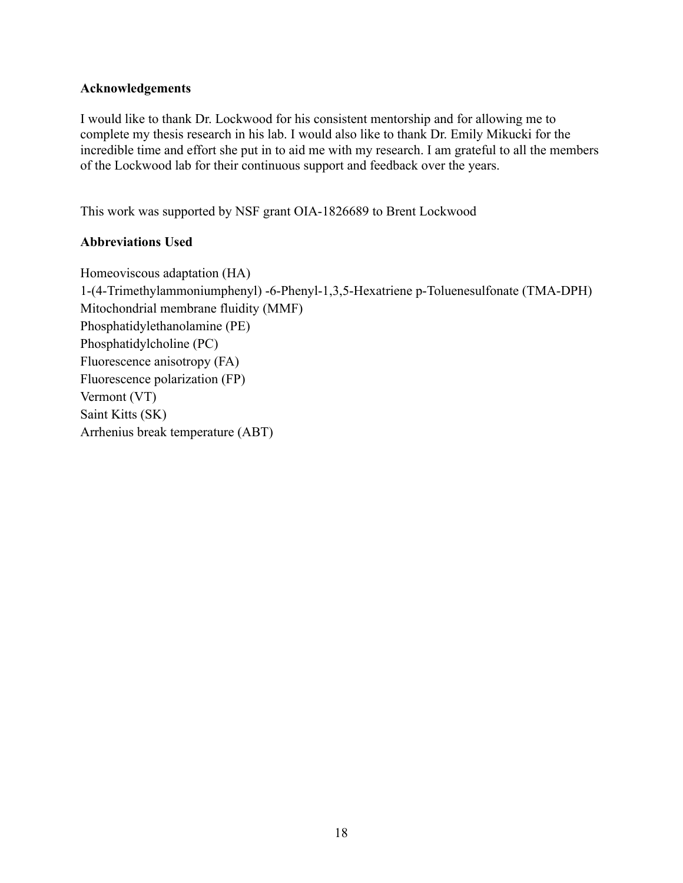**Acknowledgements**

I would like to thank Dr. Lockwood for his consistent mentorship and for allowing me to complete my thesis research in his lab. I would also like to thank Dr. Emily Mikucki for the incredible time and effort she put in to aid me with my research. I am grateful to all the members of the Lockwood lab for their continuous support and feedback over the years.

This work was supported by NSF grant OIA-1826689 to Brent Lockwood

**Abbreviations Used**

Homeoviscous adaptation (HA)
1-(4-Trimethylammoniumphenyl) -6-Phenyl-1,3,5-Hexatriene p-Toluenesulfonate (TMA-DPH)
Mitochondrial membrane fluidity (MMF)
Phosphatidylethanolamine (PE)
Phosphatidylcholine (PC)
Fluorescence anisotropy (FA)
Fluorescence polarization (FP)
Vermont (VT)
Saint Kitts (SK)
Arrhenius break temperature (ABT)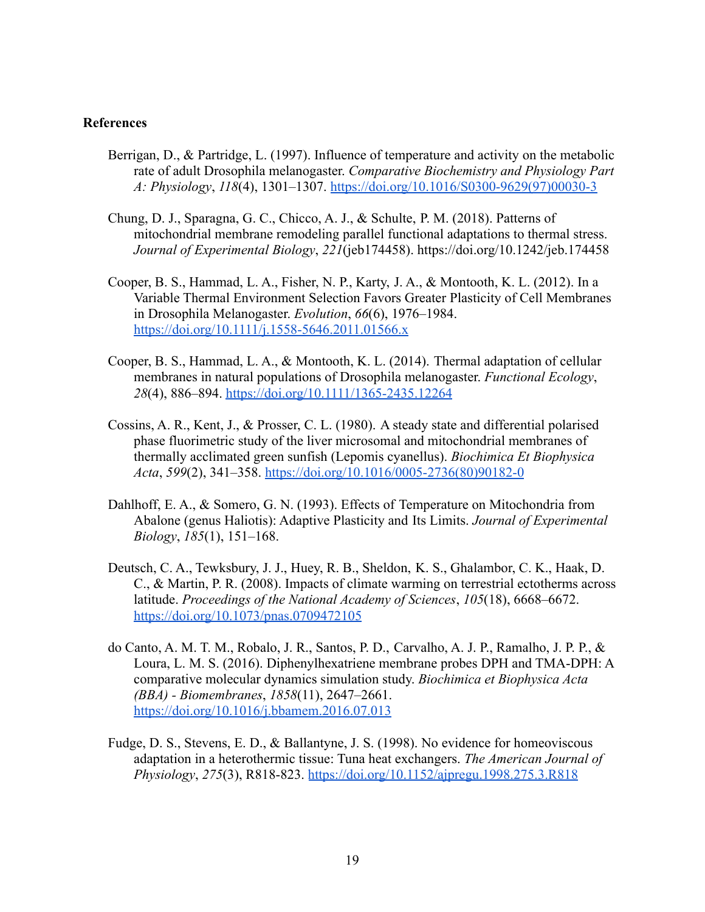**References**

Berrigan, D., & Partridge, L. (1997). Influence of temperature and activity on the metabolic rate of adult Drosophila melanogaster. *Comparative Biochemistry and Physiology Part A: Physiology*, *118*(4), 1301–1307. https://doi.org/10.1016/S0300-9629(97)00030-3

Chung, D. J., Sparagna, G. C., Chicco, A. J., & Schulte, P. M. (2018). Patterns of mitochondrial membrane remodeling parallel functional adaptations to thermal stress. *Journal of Experimental Biology*, *221*(jeb174458). https://doi.org/10.1242/jeb.174458

Cooper, B. S., Hammad, L. A., Fisher, N. P., Karty, J. A., & Montooth, K. L. (2012). In a Variable Thermal Environment Selection Favors Greater Plasticity of Cell Membranes in Drosophila Melanogaster. *Evolution*, *66*(6), 1976–1984. https://doi.org/10.1111/j.1558-5646.2011.01566.x

Cooper, B. S., Hammad, L. A., & Montooth, K. L. (2014). Thermal adaptation of cellular membranes in natural populations of Drosophila melanogaster. *Functional Ecology*, *28*(4), 886–894. https://doi.org/10.1111/1365-2435.12264

Cossins, A. R., Kent, J., & Prosser, C. L. (1980). A steady state and differential polarised phase fluorimetric study of the liver microsomal and mitochondrial membranes of thermally acclimated green sunfish (Lepomis cyanellus). *Biochimica Et Biophysica Acta*, *599*(2), 341–358. https://doi.org/10.1016/0005-2736(80)90182-0

Dahlhoff, E. A., & Somero, G. N. (1993). Effects of Temperature on Mitochondria from Abalone (genus Haliotis): Adaptive Plasticity and Its Limits. *Journal of Experimental Biology*, *185*(1), 151–168.

Deutsch, C. A., Tewksbury, J. J., Huey, R. B., Sheldon, K. S., Ghalambor, C. K., Haak, D. C., & Martin, P. R. (2008). Impacts of climate warming on terrestrial ectotherms across latitude. *Proceedings of the National Academy of Sciences*, *105*(18), 6668–6672. https://doi.org/10.1073/pnas.0709472105

do Canto, A. M. T. M., Robalo, J. R., Santos, P. D., Carvalho, A. J. P., Ramalho, J. P. P., & Loura, L. M. S. (2016). Diphenylhexatriene membrane probes DPH and TMA-DPH: A comparative molecular dynamics simulation study. *Biochimica et Biophysica Acta (BBA) - Biomembranes*, *1858*(11), 2647–2661. https://doi.org/10.1016/j.bbamem.2016.07.013

Fudge, D. S., Stevens, E. D., & Ballantyne, J. S. (1998). No evidence for homeoviscous adaptation in a heterothermic tissue: Tuna heat exchangers. *The American Journal of Physiology*, *275*(3), R818-823. https://doi.org/10.1152/ajpregu.1998.275.3.R818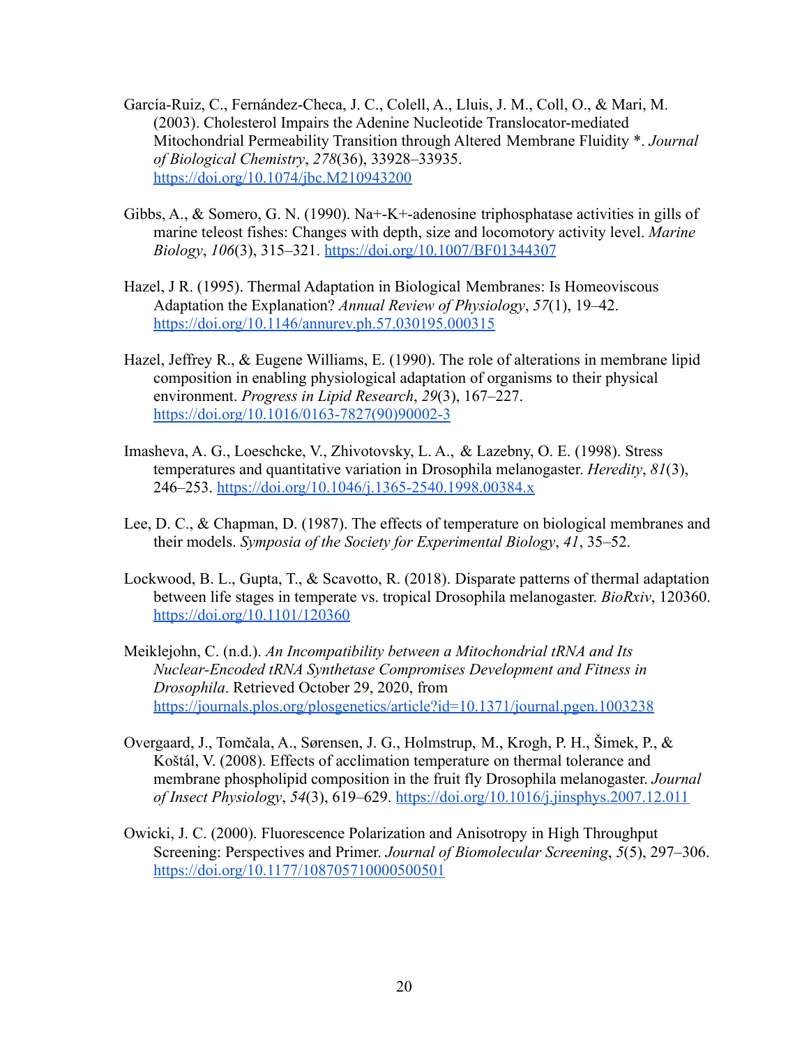García-Ruiz, C., Fernández-Checa, J. C., Colell, A., Lluis, J. M., Coll, O., & Mari, M. (2003). Cholesterol Impairs the Adenine Nucleotide Translocator-mediated Mitochondrial Permeability Transition through Altered Membrane Fluidity *. *Journal of Biological Chemistry*, *278*(36), 33928–33935. https://doi.org/10.1074/jbc.M210943200

Gibbs, A., & Somero, G. N. (1990). Na+-K+-adenosine triphosphatase activities in gills of marine teleost fishes: Changes with depth, size and locomotory activity level. *Marine Biology*, *106*(3), 315–321. https://doi.org/10.1007/BF01344307

Hazel, J R. (1995). Thermal Adaptation in Biological Membranes: Is Homeoviscous Adaptation the Explanation? *Annual Review of Physiology*, *57*(1), 19–42. https://doi.org/10.1146/annurev.ph.57.030195.000315

Hazel, Jeffrey R., & Eugene Williams, E. (1990). The role of alterations in membrane lipid composition in enabling physiological adaptation of organisms to their physical environment. *Progress in Lipid Research*, *29*(3), 167–227. https://doi.org/10.1016/0163-7827(90)90002-3

Imasheva, A. G., Loeschcke, V., Zhivotovsky, L. A., & Lazebny, O. E. (1998). Stress temperatures and quantitative variation in Drosophila melanogaster. *Heredity*, *81*(3), 246–253. https://doi.org/10.1046/j.1365-2540.1998.00384.x

Lee, D. C., & Chapman, D. (1987). The effects of temperature on biological membranes and their models. *Symposia of the Society for Experimental Biology*, *41*, 35–52.

Lockwood, B. L., Gupta, T., & Scavotto, R. (2018). Disparate patterns of thermal adaptation between life stages in temperate vs. tropical Drosophila melanogaster. *BioRxiv*, 120360. https://doi.org/10.1101/120360

Meiklejohn, C. (n.d.). *An Incompatibility between a Mitochondrial tRNA and Its Nuclear-Encoded tRNA Synthetase Compromises Development and Fitness in Drosophila*. Retrieved October 29, 2020, from https://journals.plos.org/plosgenetics/article?id=10.1371/journal.pgen.1003238

Overgaard, J., Tomčala, A., Sørensen, J. G., Holmstrup, M., Krogh, P. H., Šimek, P., & Koštál, V. (2008). Effects of acclimation temperature on thermal tolerance and membrane phospholipid composition in the fruit fly Drosophila melanogaster. *Journal of Insect Physiology*, *54*(3), 619–629. https://doi.org/10.1016/j.jinsphys.2007.12.011

Owicki, J. C. (2000). Fluorescence Polarization and Anisotropy in High Throughput Screening: Perspectives and Primer. *Journal of Biomolecular Screening*, *5*(5), 297–306. https://doi.org/10.1177/108705710000500501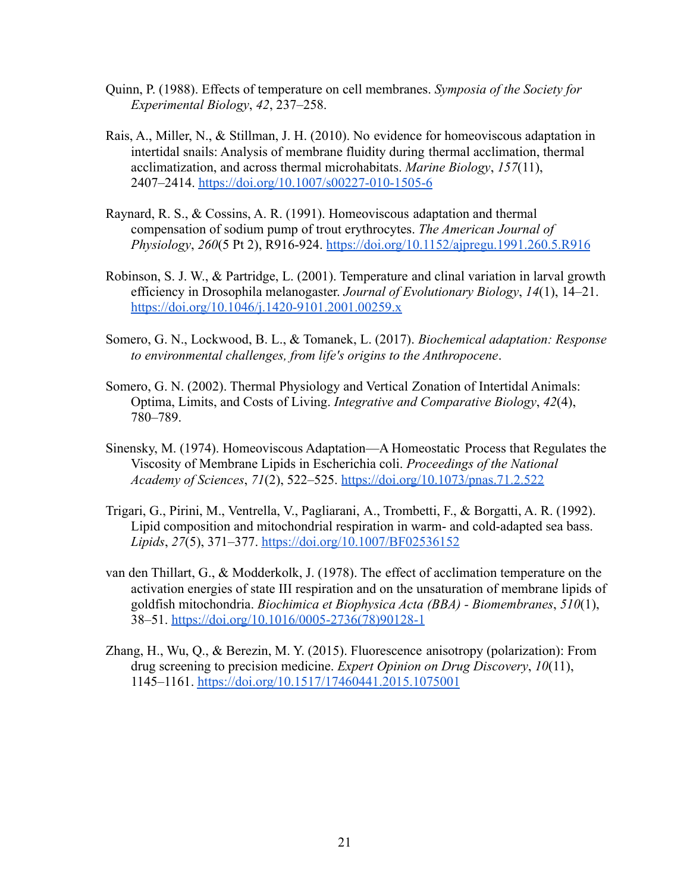Quinn, P. (1988). Effects of temperature on cell membranes. *Symposia of the Society for Experimental Biology*, *42*, 237–258.

Rais, A., Miller, N., & Stillman, J. H. (2010). No evidence for homeoviscous adaptation in intertidal snails: Analysis of membrane fluidity during thermal acclimation, thermal acclimatization, and across thermal microhabitats. *Marine Biology*, *157*(11), 2407–2414. https://doi.org/10.1007/s00227-010-1505-6

Raynard, R. S., & Cossins, A. R. (1991). Homeoviscous adaptation and thermal compensation of sodium pump of trout erythrocytes. *The American Journal of Physiology*, *260*(5 Pt 2), R916-924. https://doi.org/10.1152/ajpregu.1991.260.5.R916

Robinson, S. J. W., & Partridge, L. (2001). Temperature and clinal variation in larval growth efficiency in Drosophila melanogaster. *Journal of Evolutionary Biology*, *14*(1), 14–21. https://doi.org/10.1046/j.1420-9101.2001.00259.x

Somero, G. N., Lockwood, B. L., & Tomanek, L. (2017). *Biochemical adaptation: Response to environmental challenges, from life's origins to the Anthropocene*.

Somero, G. N. (2002). Thermal Physiology and Vertical Zonation of Intertidal Animals: Optima, Limits, and Costs of Living. *Integrative and Comparative Biology*, *42*(4), 780–789.

Sinensky, M. (1974). Homeoviscous Adaptation—A Homeostatic Process that Regulates the Viscosity of Membrane Lipids in Escherichia coli. *Proceedings of the National Academy of Sciences*, *71*(2), 522–525. https://doi.org/10.1073/pnas.71.2.522

Trigari, G., Pirini, M., Ventrella, V., Pagliarani, A., Trombetti, F., & Borgatti, A. R. (1992). Lipid composition and mitochondrial respiration in warm- and cold-adapted sea bass. *Lipids*, *27*(5), 371–377. https://doi.org/10.1007/BF02536152

van den Thillart, G., & Modderkolk, J. (1978). The effect of acclimation temperature on the activation energies of state III respiration and on the unsaturation of membrane lipids of goldfish mitochondria. *Biochimica et Biophysica Acta (BBA) - Biomembranes*, *510*(1), 38–51. https://doi.org/10.1016/0005-2736(78)90128-1

Zhang, H., Wu, Q., & Berezin, M. Y. (2015). Fluorescence anisotropy (polarization): From drug screening to precision medicine. *Expert Opinion on Drug Discovery*, *10*(11), 1145–1161. https://doi.org/10.1517/17460441.2015.1075001